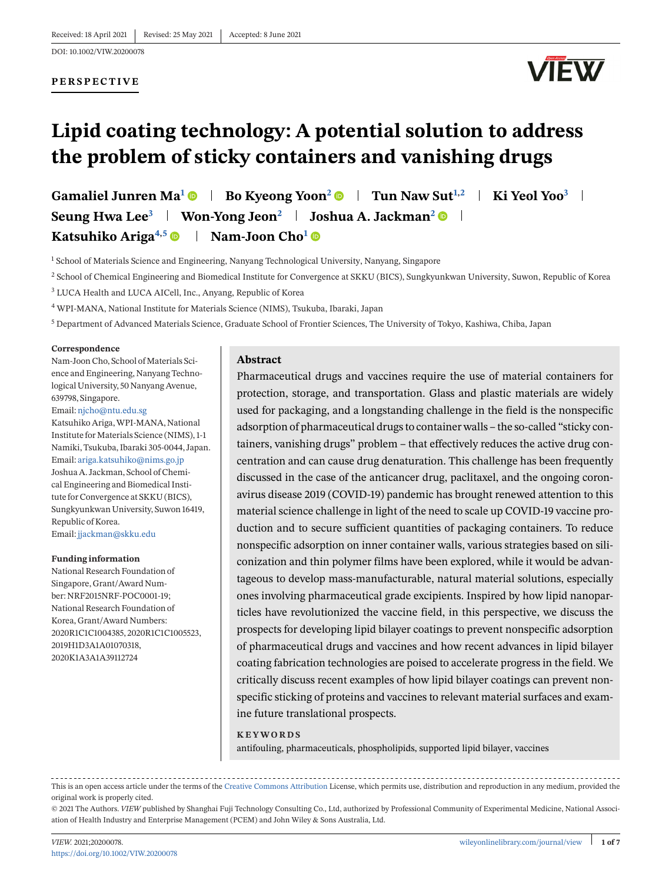Received: 18 April 2021 | Revised: 25 May 2021 | Accepted: 8 June 2021

DOI: 10.1002/VIW.20200078

**PERSPECTIVE**

# Lipid coating technology: A potential solution to address the problem of sticky containers and vanishing drugs

**Gamaliel Junren Ma**[1] | **Bo Kyeong Yoon**[2] | **Tun Naw Sut**[1,2] | **Ki Yeol Yoo**[3] | **Seung Hwa Lee**[3] | **Won-Yong Jeon**[2] | **Joshua A. Jackman**[2] | **Katsuhiko Ariga**[4,5] | **Nam-Joon Cho**[1]

[1] School of Materials Science and Engineering, Nanyang Technological University, Nanyang, Singapore

[2] School of Chemical Engineering and Biomedical Institute for Convergence at SKKU (BICS), Sungkyunkwan University, Suwon, Republic of Korea

[3] LUCA Health and LUCA AICell, Inc., Anyang, Republic of Korea

[4] WPI-MANA, National Institute for Materials Science (NIMS), Tsukuba, Ibaraki, Japan

[5] Department of Advanced Materials Science, Graduate School of Frontier Sciences, The University of Tokyo, Kashiwa, Chiba, Japan

**Correspondence**

Nam-Joon Cho, School of Materials Science and Engineering, Nanyang Technological University, 50 Nanyang Avenue, 639798, Singapore.
Email: njcho@ntu.edu.sg

Katsuhiko Ariga, WPI-MANA, National Institute for Materials Science (NIMS), 1-1 Namiki, Tsukuba, Ibaraki 305-0044, Japan.
Email: ariga.katsuhiko@nims.go.jp

Joshua A. Jackman, School of Chemical Engineering and Biomedical Institute for Convergence at SKKU (BICS), Sungkyunkwan University, Suwon 16419, Republic of Korea.
Email: jjackman@skku.edu

**Funding information**

National Research Foundation of Singapore, Grant/Award Number: NRF2015NRF-POC0001-19; National Research Foundation of Korea, Grant/Award Numbers: 2020R1C1C1004385, 2020R1C1C1005523, 2019H1D3A1A01070318, 2020K1A3A1A39112724

## Abstract

Pharmaceutical drugs and vaccines require the use of material containers for protection, storage, and transportation. Glass and plastic materials are widely used for packaging, and a longstanding challenge in the field is the nonspecific adsorption of pharmaceutical drugs to container walls – the so-called "sticky containers, vanishing drugs" problem – that effectively reduces the active drug concentration and can cause drug denaturation. This challenge has been frequently discussed in the case of the anticancer drug, paclitaxel, and the ongoing coronavirus disease 2019 (COVID-19) pandemic has brought renewed attention to this material science challenge in light of the need to scale up COVID-19 vaccine production and to secure sufficient quantities of packaging containers. To reduce nonspecific adsorption on inner container walls, various strategies based on siliconization and thin polymer films have been explored, while it would be advantageous to develop mass-manufacturable, natural material solutions, especially ones involving pharmaceutical grade excipients. Inspired by how lipid nanoparticles have revolutionized the vaccine field, in this perspective, we discuss the prospects for developing lipid bilayer coatings to prevent nonspecific adsorption of pharmaceutical drugs and vaccines and how recent advances in lipid bilayer coating fabrication technologies are poised to accelerate progress in the field. We critically discuss recent examples of how lipid bilayer coatings can prevent nonspecific sticking of proteins and vaccines to relevant material surfaces and examine future translational prospects.

**KEYWORDS**

antifouling, pharmaceuticals, phospholipids, supported lipid bilayer, vaccines

This is an open access article under the terms of the Creative Commons Attribution License, which permits use, distribution and reproduction in any medium, provided the original work is properly cited.

© 2021 The Authors. *VIEW* published by Shanghai Fuji Technology Consulting Co., Ltd, authorized by Professional Community of Experimental Medicine, National Association of Health Industry and Enterprise Management (PCEM) and John Wiley & Sons Australia, Ltd.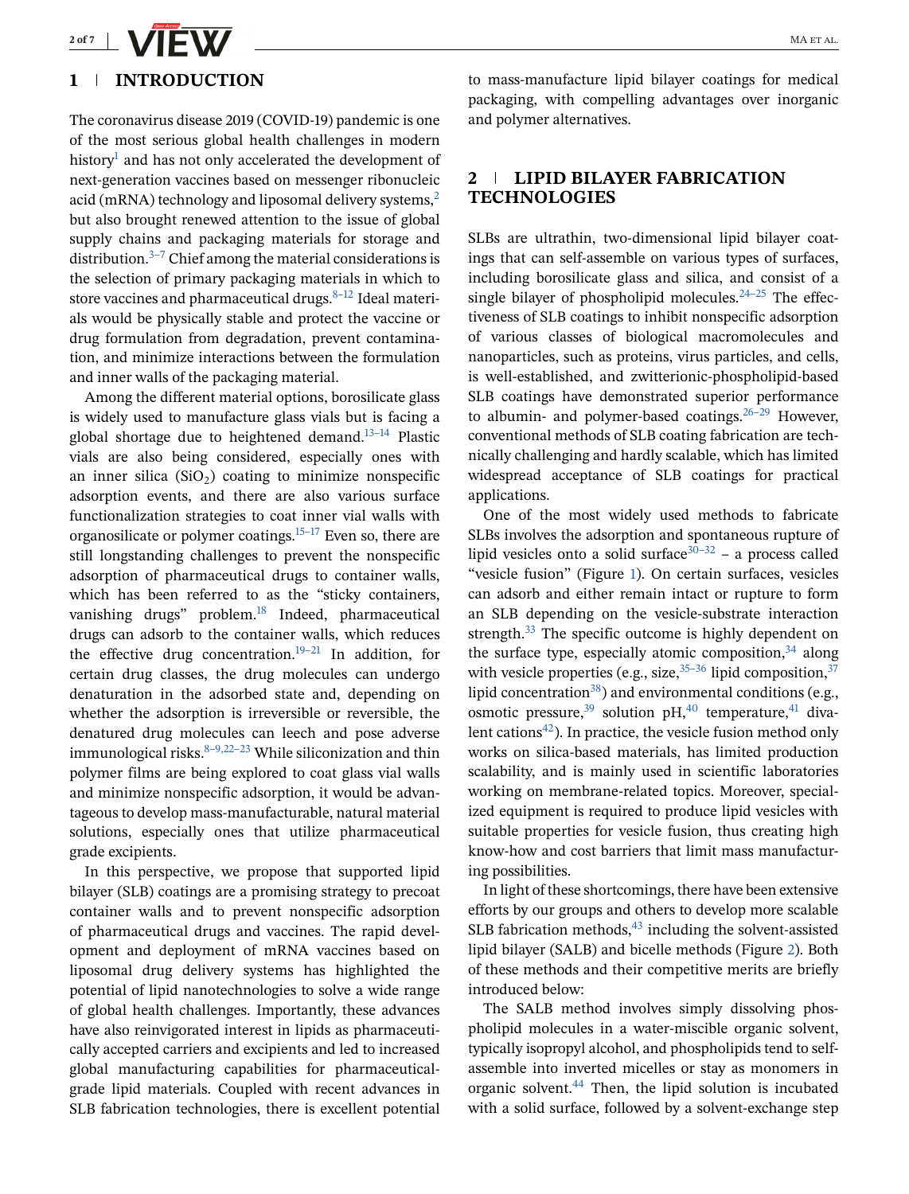## 1 | INTRODUCTION

The coronavirus disease 2019 (COVID-19) pandemic is one of the most serious global health challenges in modern history[1] and has not only accelerated the development of next-generation vaccines based on messenger ribonucleic acid (mRNA) technology and liposomal delivery systems,[2] but also brought renewed attention to the issue of global supply chains and packaging materials for storage and distribution.[3–7] Chief among the material considerations is the selection of primary packaging materials in which to store vaccines and pharmaceutical drugs.[8–12] Ideal materials would be physically stable and protect the vaccine or drug formulation from degradation, prevent contamination, and minimize interactions between the formulation and inner walls of the packaging material.

Among the different material options, borosilicate glass is widely used to manufacture glass vials but is facing a global shortage due to heightened demand.[13–14] Plastic vials are also being considered, especially ones with an inner silica ($SiO_2$) coating to minimize nonspecific adsorption events, and there are also various surface functionalization strategies to coat inner vial walls with organosilicate or polymer coatings.[15–17] Even so, there are still longstanding challenges to prevent the nonspecific adsorption of pharmaceutical drugs to container walls, which has been referred to as the "sticky containers, vanishing drugs" problem.[18] Indeed, pharmaceutical drugs can adsorb to the container walls, which reduces the effective drug concentration.[19–21] In addition, for certain drug classes, the drug molecules can undergo denaturation in the adsorbed state and, depending on whether the adsorption is irreversible or reversible, the denatured drug molecules can leech and pose adverse immunological risks.[8–9,22–23] While siliconization and thin polymer films are being explored to coat glass vial walls and minimize nonspecific adsorption, it would be advantageous to develop mass-manufacturable, natural material solutions, especially ones that utilize pharmaceutical grade excipients.

In this perspective, we propose that supported lipid bilayer (SLB) coatings are a promising strategy to precoat container walls and to prevent nonspecific adsorption of pharmaceutical drugs and vaccines. The rapid development and deployment of mRNA vaccines based on liposomal drug delivery systems has highlighted the potential of lipid nanotechnologies to solve a wide range of global health challenges. Importantly, these advances have also reinvigorated interest in lipids as pharmaceutically accepted carriers and excipients and led to increased global manufacturing capabilities for pharmaceutical-grade lipid materials. Coupled with recent advances in SLB fabrication technologies, there is excellent potential to mass-manufacture lipid bilayer coatings for medical packaging, with compelling advantages over inorganic and polymer alternatives.

## 2 | LIPID BILAYER FABRICATION TECHNOLOGIES

SLBs are ultrathin, two-dimensional lipid bilayer coatings that can self-assemble on various types of surfaces, including borosilicate glass and silica, and consist of a single bilayer of phospholipid molecules.[24–25] The effectiveness of SLB coatings to inhibit nonspecific adsorption of various classes of biological macromolecules and nanoparticles, such as proteins, virus particles, and cells, is well-established, and zwitterionic-phospholipid-based SLB coatings have demonstrated superior performance to albumin- and polymer-based coatings.[26–29] However, conventional methods of SLB coating fabrication are technically challenging and hardly scalable, which has limited widespread acceptance of SLB coatings for practical applications.

One of the most widely used methods to fabricate SLBs involves the adsorption and spontaneous rupture of lipid vesicles onto a solid surface[30–32] – a process called "vesicle fusion" (Figure 1). On certain surfaces, vesicles can adsorb and either remain intact or rupture to form an SLB depending on the vesicle-substrate interaction strength.[33] The specific outcome is highly dependent on the surface type, especially atomic composition,[34] along with vesicle properties (e.g., size,[35–36] lipid composition,[37] lipid concentration[38]) and environmental conditions (e.g., osmotic pressure,[39] solution pH,[40] temperature,[41] divalent cations[42]). In practice, the vesicle fusion method only works on silica-based materials, has limited production scalability, and is mainly used in scientific laboratories working on membrane-related topics. Moreover, specialized equipment is required to produce lipid vesicles with suitable properties for vesicle fusion, thus creating high know-how and cost barriers that limit mass manufacturing possibilities.

In light of these shortcomings, there have been extensive efforts by our groups and others to develop more scalable SLB fabrication methods,[43] including the solvent-assisted lipid bilayer (SALB) and bicelle methods (Figure 2). Both of these methods and their competitive merits are briefly introduced below:

The SALB method involves simply dissolving phospholipid molecules in a water-miscible organic solvent, typically isopropyl alcohol, and phospholipids tend to self-assemble into inverted micelles or stay as monomers in organic solvent.[44] Then, the lipid solution is incubated with a solid surface, followed by a solvent-exchange step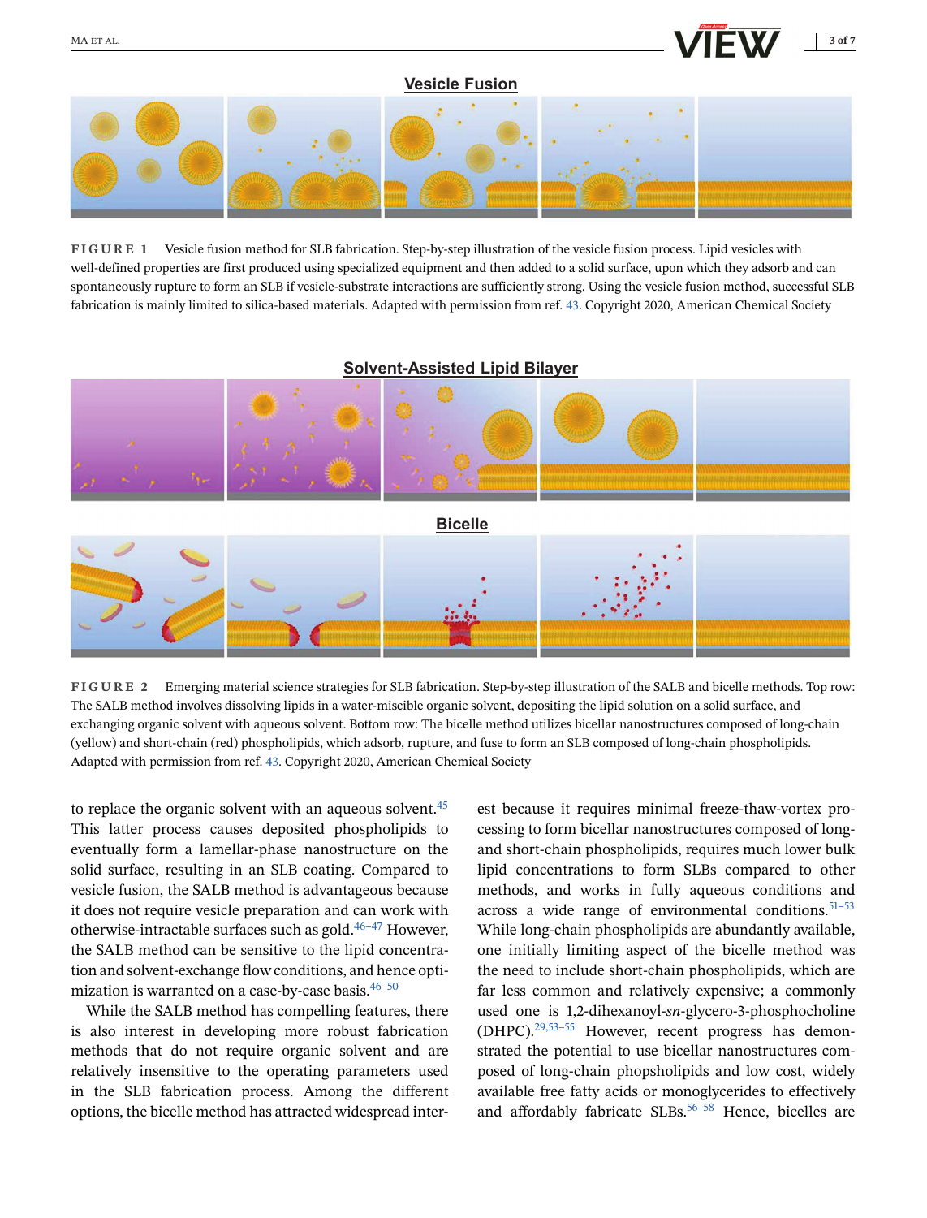**Vesicle Fusion**

FIGURE 1 Vesicle fusion method for SLB fabrication. Step-by-step illustration of the vesicle fusion process. Lipid vesicles with well-defined properties are first produced using specialized equipment and then added to a solid surface, upon which they adsorb and can spontaneously rupture to form an SLB if vesicle-substrate interactions are sufficiently strong. Using the vesicle fusion method, successful SLB fabrication is mainly limited to silica-based materials. Adapted with permission from ref. 43. Copyright 2020, American Chemical Society

**Solvent-Assisted Lipid Bilayer**

**Bicelle**

FIGURE 2 Emerging material science strategies for SLB fabrication. Step-by-step illustration of the SALB and bicelle methods. Top row: The SALB method involves dissolving lipids in a water-miscible organic solvent, depositing the lipid solution on a solid surface, and exchanging organic solvent with aqueous solvent. Bottom row: The bicelle method utilizes bicellar nanostructures composed of long-chain (yellow) and short-chain (red) phospholipids, which adsorb, rupture, and fuse to form an SLB composed of long-chain phospholipids. Adapted with permission from ref. 43. Copyright 2020, American Chemical Society

to replace the organic solvent with an aqueous solvent.[45] This latter process causes deposited phospholipids to eventually form a lamellar-phase nanostructure on the solid surface, resulting in an SLB coating. Compared to vesicle fusion, the SALB method is advantageous because it does not require vesicle preparation and can work with otherwise-intractable surfaces such as gold.[46–47] However, the SALB method can be sensitive to the lipid concentration and solvent-exchange flow conditions, and hence optimization is warranted on a case-by-case basis.[46–50]

While the SALB method has compelling features, there is also interest in developing more robust fabrication methods that do not require organic solvent and are relatively insensitive to the operating parameters used in the SLB fabrication process. Among the different options, the bicelle method has attracted widespread interest because it requires minimal freeze-thaw-vortex processing to form bicellar nanostructures composed of long- and short-chain phospholipids, requires much lower bulk lipid concentrations to form SLBs compared to other methods, and works in fully aqueous conditions and across a wide range of environmental conditions.[51–53] While long-chain phospholipids are abundantly available, one initially limiting aspect of the bicelle method was the need to include short-chain phospholipids, which are far less common and relatively expensive; a commonly used one is 1,2-dihexanoyl-*sn*-glycero-3-phosphocholine (DHPC).[29,53–55] However, recent progress has demonstrated the potential to use bicellar nanostructures composed of long-chain phopsholipids and low cost, widely available free fatty acids or monoglycerides to effectively and affordably fabricate SLBs.[56–58] Hence, bicelles are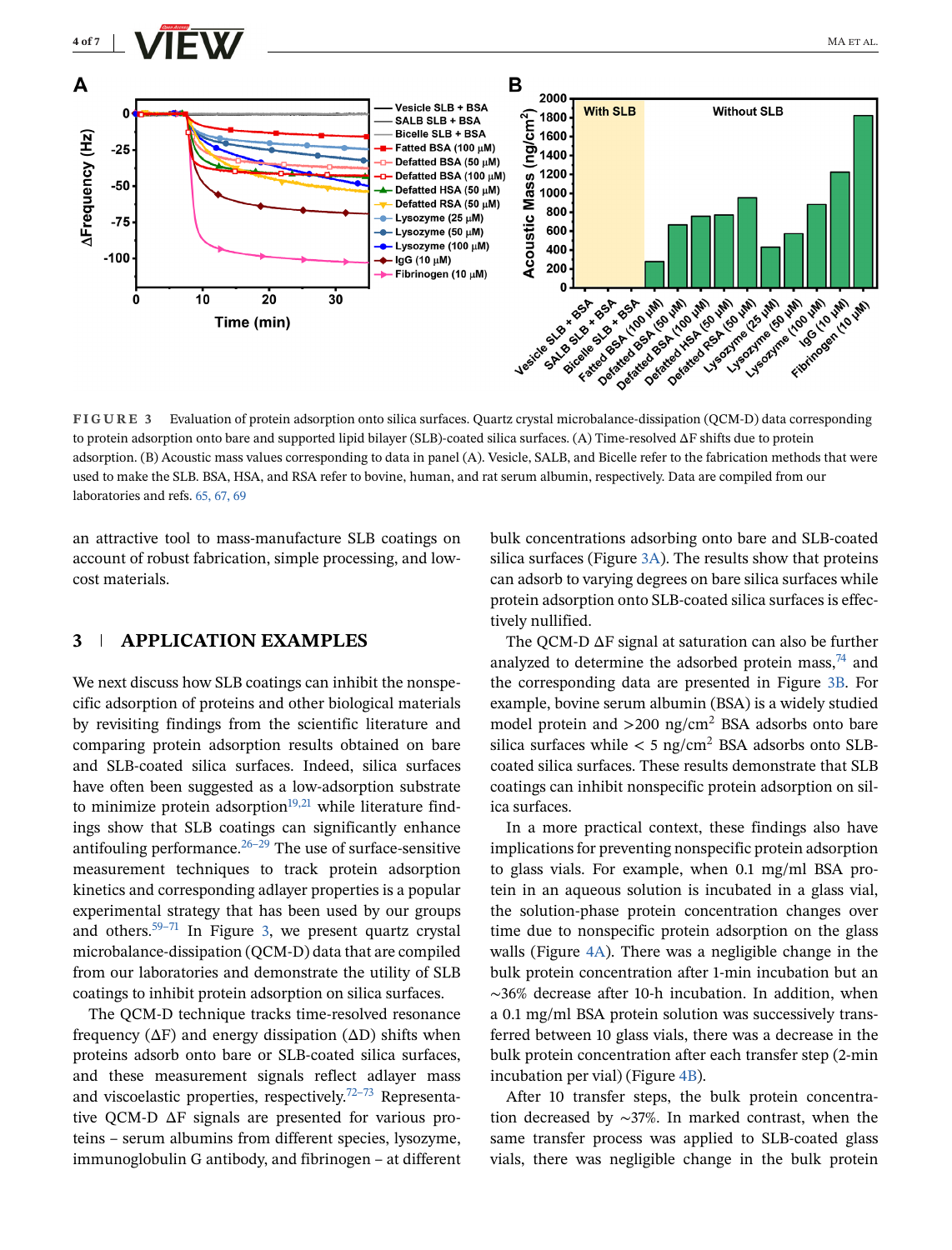FIGURE 3 Evaluation of protein adsorption onto silica surfaces. Quartz crystal microbalance-dissipation (QCM-D) data corresponding to protein adsorption onto bare and supported lipid bilayer (SLB)-coated silica surfaces. (A) Time-resolved ΔF shifts due to protein adsorption. (B) Acoustic mass values corresponding to data in panel (A). Vesicle, SALB, and Bicelle refer to the fabrication methods that were used to make the SLB. BSA, HSA, and RSA refer to bovine, human, and rat serum albumin, respectively. Data are compiled from our laboratories and refs. 65, 67, 69

an attractive tool to mass-manufacture SLB coatings on account of robust fabrication, simple processing, and low-cost materials.

## 3 | APPLICATION EXAMPLES

We next discuss how SLB coatings can inhibit the nonspecific adsorption of proteins and other biological materials by revisiting findings from the scientific literature and comparing protein adsorption results obtained on bare and SLB-coated silica surfaces. Indeed, silica surfaces have often been suggested as a low-adsorption substrate to minimize protein adsorption[19,21] while literature findings show that SLB coatings can significantly enhance antifouling performance.[26–29] The use of surface-sensitive measurement techniques to track protein adsorption kinetics and corresponding adlayer properties is a popular experimental strategy that has been used by our groups and others.[59–71] In Figure 3, we present quartz crystal microbalance-dissipation (QCM-D) data that are compiled from our laboratories and demonstrate the utility of SLB coatings to inhibit protein adsorption on silica surfaces.

The QCM-D technique tracks time-resolved resonance frequency (ΔF) and energy dissipation (ΔD) shifts when proteins adsorb onto bare or SLB-coated silica surfaces, and these measurement signals reflect adlayer mass and viscoelastic properties, respectively.[72–73] Representative QCM-D ΔF signals are presented for various proteins – serum albumins from different species, lysozyme, immunoglobulin G antibody, and fibrinogen – at different bulk concentrations adsorbing onto bare and SLB-coated silica surfaces (Figure 3A). The results show that proteins can adsorb to varying degrees on bare silica surfaces while protein adsorption onto SLB-coated silica surfaces is effectively nullified.

The QCM-D ΔF signal at saturation can also be further analyzed to determine the adsorbed protein mass,[74] and the corresponding data are presented in Figure 3B. For example, bovine serum albumin (BSA) is a widely studied model protein and >200 ng/cm$^2$ BSA adsorbs onto bare silica surfaces while < 5 ng/cm$^2$ BSA adsorbs onto SLB-coated silica surfaces. These results demonstrate that SLB coatings can inhibit nonspecific protein adsorption on silica surfaces.

In a more practical context, these findings also have implications for preventing nonspecific protein adsorption to glass vials. For example, when 0.1 mg/ml BSA protein in an aqueous solution is incubated in a glass vial, the solution-phase protein concentration changes over time due to nonspecific protein adsorption on the glass walls (Figure 4A). There was a negligible change in the bulk protein concentration after 1-min incubation but an ~36% decrease after 10-h incubation. In addition, when a 0.1 mg/ml BSA protein solution was successively transferred between 10 glass vials, there was a decrease in the bulk protein concentration after each transfer step (2-min incubation per vial) (Figure 4B).

After 10 transfer steps, the bulk protein concentration decreased by ~37%. In marked contrast, when the same transfer process was applied to SLB-coated glass vials, there was negligible change in the bulk protein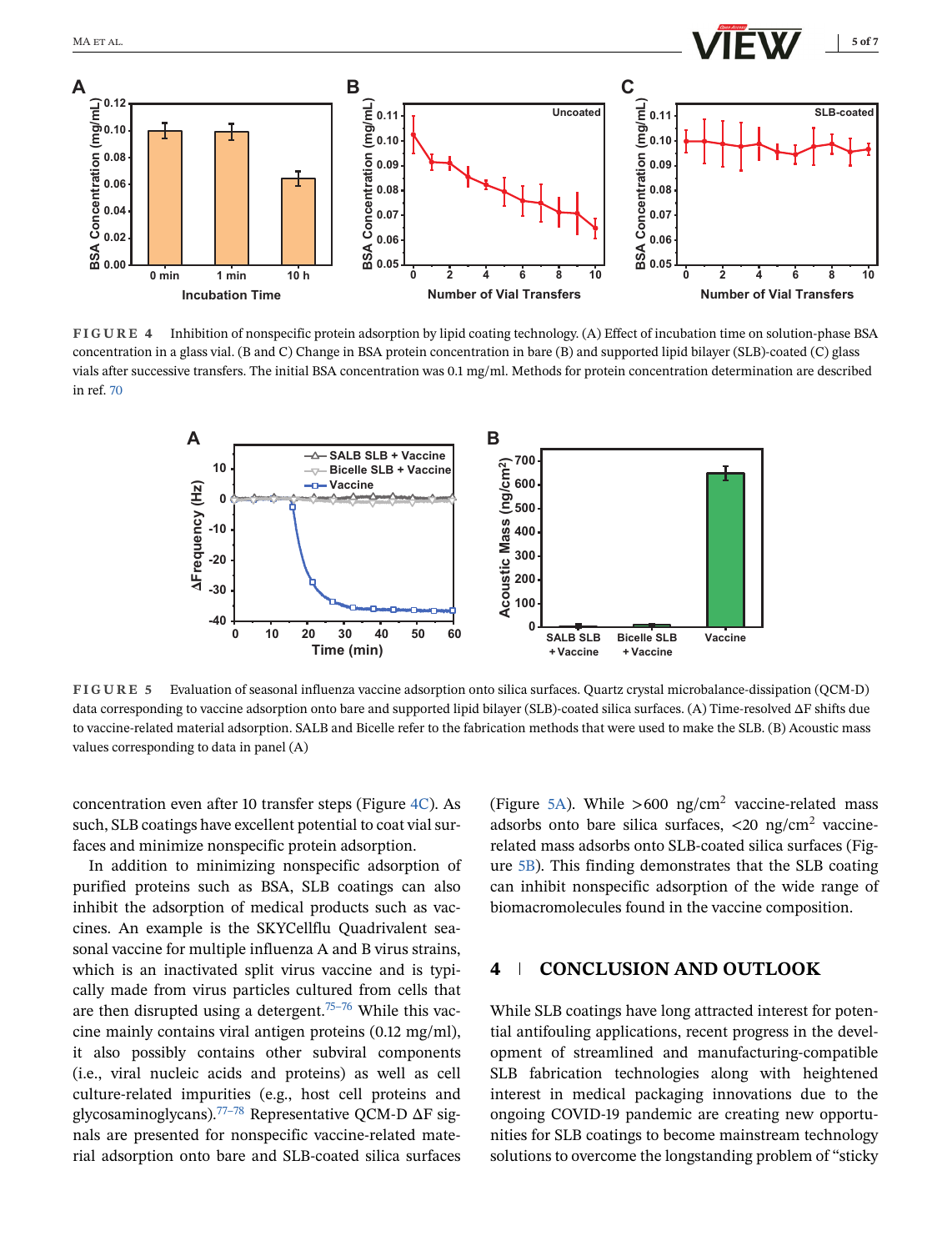**FIGURE 4** Inhibition of nonspecific protein adsorption by lipid coating technology. (A) Effect of incubation time on solution-phase BSA concentration in a glass vial. (B and C) Change in BSA protein concentration in bare (B) and supported lipid bilayer (SLB)-coated (C) glass vials after successive transfers. The initial BSA concentration was 0.1 mg/ml. Methods for protein concentration determination are described in ref. 70

**FIGURE 5** Evaluation of seasonal influenza vaccine adsorption onto silica surfaces. Quartz crystal microbalance-dissipation (QCM-D) data corresponding to vaccine adsorption onto bare and supported lipid bilayer (SLB)-coated silica surfaces. (A) Time-resolved ΔF shifts due to vaccine-related material adsorption. SALB and Bicelle refer to the fabrication methods that were used to make the SLB. (B) Acoustic mass values corresponding to data in panel (A)

concentration even after 10 transfer steps (Figure 4C). As such, SLB coatings have excellent potential to coat vial surfaces and minimize nonspecific protein adsorption.

In addition to minimizing nonspecific adsorption of purified proteins such as BSA, SLB coatings can also inhibit the adsorption of medical products such as vaccines. An example is the SKYCellflu Quadrivalent seasonal vaccine for multiple influenza A and B virus strains, which is an inactivated split virus vaccine and is typically made from virus particles cultured from cells that are then disrupted using a detergent.[75–76] While this vaccine mainly contains viral antigen proteins (0.12 mg/ml), it also possibly contains other subviral components (i.e., viral nucleic acids and proteins) as well as cell culture-related impurities (e.g., host cell proteins and glycosaminoglycans).[77–78] Representative QCM-D ΔF signals are presented for nonspecific vaccine-related material adsorption onto bare and SLB-coated silica surfaces (Figure 5A). While >600 ng/cm$^2$ vaccine-related mass adsorbs onto bare silica surfaces, <20 ng/cm$^2$ vaccine-related mass adsorbs onto SLB-coated silica surfaces (Figure 5B). This finding demonstrates that the SLB coating can inhibit nonspecific adsorption of the wide range of biomacromolecules found in the vaccine composition.

## 4 | CONCLUSION AND OUTLOOK

While SLB coatings have long attracted interest for potential antifouling applications, recent progress in the development of streamlined and manufacturing-compatible SLB fabrication technologies along with heightened interest in medical packaging innovations due to the ongoing COVID-19 pandemic are creating new opportunities for SLB coatings to become mainstream technology solutions to overcome the longstanding problem of "sticky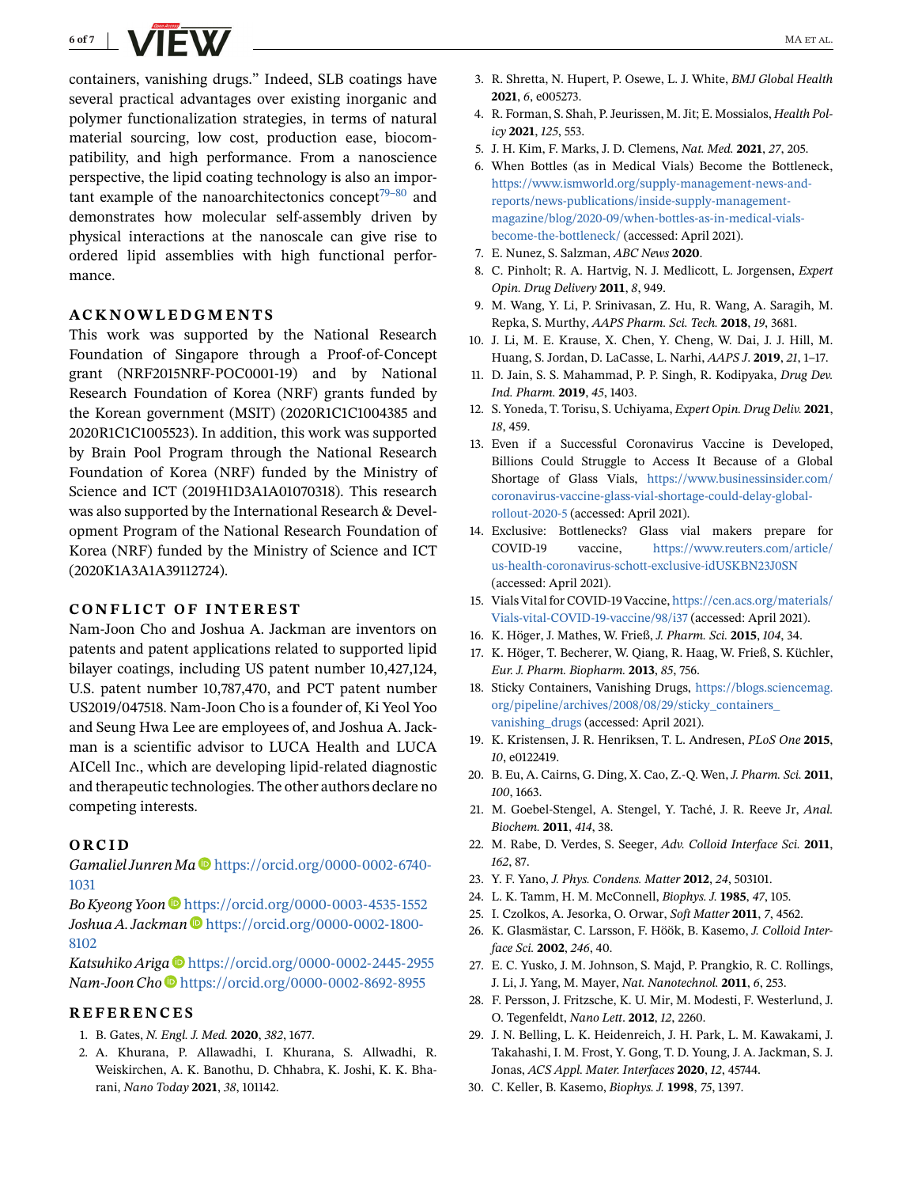containers, vanishing drugs." Indeed, SLB coatings have several practical advantages over existing inorganic and polymer functionalization strategies, in terms of natural material sourcing, low cost, production ease, biocompatibility, and high performance. From a nanoscience perspective, the lipid coating technology is also an important example of the nanoarchitectonics concept[79–80] and demonstrates how molecular self-assembly driven by physical interactions at the nanoscale can give rise to ordered lipid assemblies with high functional performance.

## ACKNOWLEDGMENTS

This work was supported by the National Research Foundation of Singapore through a Proof-of-Concept grant (NRF2015NRF-POC0001-19) and by National Research Foundation of Korea (NRF) grants funded by the Korean government (MSIT) (2020R1C1C1004385 and 2020R1C1C1005523). In addition, this work was supported by Brain Pool Program through the National Research Foundation of Korea (NRF) funded by the Ministry of Science and ICT (2019H1D3A1A01070318). This research was also supported by the International Research & Development Program of the National Research Foundation of Korea (NRF) funded by the Ministry of Science and ICT (2020K1A3A1A39112724).

## CONFLICT OF INTEREST

Nam-Joon Cho and Joshua A. Jackman are inventors on patents and patent applications related to supported lipid bilayer coatings, including US patent number 10,427,124, U.S. patent number 10,787,470, and PCT patent number US2019/047518. Nam-Joon Cho is a founder of, Ki Yeol Yoo and Seung Hwa Lee are employees of, and Joshua A. Jackman is a scientific advisor to LUCA Health and LUCA AICell Inc., which are developing lipid-related diagnostic and therapeutic technologies. The other authors declare no competing interests.

## ORCID

*Gamaliel Junren Ma* https://orcid.org/0000-0002-6740-1031
*Bo Kyeong Yoon* https://orcid.org/0000-0003-4535-1552
*Joshua A. Jackman* https://orcid.org/0000-0002-1800-8102
*Katsuhiko Ariga* https://orcid.org/0000-0002-2445-2955
*Nam-Joon Cho* https://orcid.org/0000-0002-8692-8955

## REFERENCES

1. B. Gates, *N. Engl. J. Med.* **2020**, *382*, 1677.
2. A. Khurana, P. Allawadhi, I. Khurana, S. Allwadhi, R. Weiskirchen, A. K. Banothu, D. Chhabra, K. Joshi, K. K. Bharani, *Nano Today* **2021**, *38*, 101142.
3. R. Shretta, N. Hupert, P. Osewe, L. J. White, *BMJ Global Health* **2021**, *6*, e005273.
4. R. Forman, S. Shah, P. Jeurissen, M. Jit; E. Mossialos, *Health Policy* **2021**, *125*, 553.
5. J. H. Kim, F. Marks, J. D. Clemens, *Nat. Med.* **2021**, *27*, 205.
6. When Bottles (as in Medical Vials) Become the Bottleneck, https://www.ismworld.org/supply-management-news-and-reports/news-publications/inside-supply-management-magazine/blog/2020-09/when-bottles-as-in-medical-vials-become-the-bottleneck/ (accessed: April 2021).
7. E. Nunez, S. Salzman, *ABC News* **2020**.
8. C. Pinholt; R. A. Hartvig, N. J. Medlicott, L. Jorgensen, *Expert Opin. Drug Delivery* **2011**, *8*, 949.
9. M. Wang, Y. Li, P. Srinivasan, Z. Hu, R. Wang, A. Saragih, M. Repka, S. Murthy, *AAPS Pharm. Sci. Tech.* **2018**, *19*, 3681.
10. J. Li, M. E. Krause, X. Chen, Y. Cheng, W. Dai, J. J. Hill, M. Huang, S. Jordan, D. LaCasse, L. Narhi, *AAPS J.* **2019**, *21*, 1–17.
11. D. Jain, S. S. Mahammad, P. P. Singh, R. Kodipyaka, *Drug Dev. Ind. Pharm.* **2019**, *45*, 1403.
12. S. Yoneda, T. Torisu, S. Uchiyama, *Expert Opin. Drug Deliv.* **2021**, *18*, 459.
13. Even if a Successful Coronavirus Vaccine is Developed, Billions Could Struggle to Access It Because of a Global Shortage of Glass Vials, https://www.businessinsider.com/coronavirus-vaccine-glass-vial-shortage-could-delay-global-rollout-2020-5 (accessed: April 2021).
14. Exclusive: Bottlenecks? Glass vial makers prepare for COVID-19 vaccine, https://www.reuters.com/article/us-health-coronavirus-schott-exclusive-idUSKBN23J0SN (accessed: April 2021).
15. Vials Vital for COVID-19 Vaccine, https://cen.acs.org/materials/Vials-vital-COVID-19-vaccine/98/i37 (accessed: April 2021).
16. K. Höger, J. Mathes, W. Frieß, *J. Pharm. Sci.* **2015**, *104*, 34.
17. K. Höger, T. Becherer, W. Qiang, R. Haag, W. Frieß, S. Küchler, *Eur. J. Pharm. Biopharm.* **2013**, *85*, 756.
18. Sticky Containers, Vanishing Drugs, https://blogs.sciencemag.org/pipeline/archives/2008/08/29/sticky_containers_vanishing_drugs (accessed: April 2021).
19. K. Kristensen, J. R. Henriksen, T. L. Andresen, *PLoS One* **2015**, *10*, e0122419.
20. B. Eu, A. Cairns, G. Ding, X. Cao, Z.-Q. Wen, *J. Pharm. Sci.* **2011**, *100*, 1663.
21. M. Goebel-Stengel, A. Stengel, Y. Taché, J. R. Reeve Jr, *Anal. Biochem.* **2011**, *414*, 38.
22. M. Rabe, D. Verdes, S. Seeger, *Adv. Colloid Interface Sci.* **2011**, *162*, 87.
23. Y. F. Yano, *J. Phys. Condens. Matter* **2012**, *24*, 503101.
24. L. K. Tamm, H. M. McConnell, *Biophys. J.* **1985**, *47*, 105.
25. I. Czolkos, A. Jesorka, O. Orwar, *Soft Matter* **2011**, *7*, 4562.
26. K. Glasmästar, C. Larsson, F. Höök, B. Kasemo, *J. Colloid Interface Sci.* **2002**, *246*, 40.
27. E. C. Yusko, J. M. Johnson, S. Majd, P. Prangkio, R. C. Rollings, J. Li, J. Yang, M. Mayer, *Nat. Nanotechnol.* **2011**, *6*, 253.
28. F. Persson, J. Fritzsche, K. U. Mir, M. Modesti, F. Westerlund, J. O. Tegenfeldt, *Nano Lett.* **2012**, *12*, 2260.
29. J. N. Belling, L. K. Heidenreich, J. H. Park, L. M. Kawakami, J. Takahashi, I. M. Frost, Y. Gong, T. D. Young, J. A. Jackman, S. J. Jonas, *ACS Appl. Mater. Interfaces* **2020**, *12*, 45744.
30. C. Keller, B. Kasemo, *Biophys. J.* **1998**, *75*, 1397.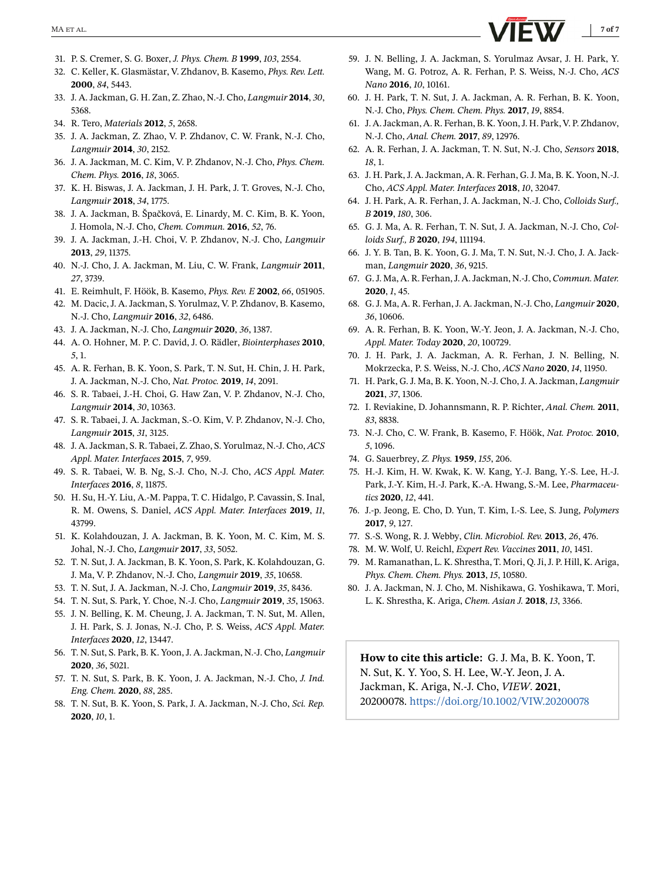31. P. S. Cremer, S. G. Boxer, *J. Phys. Chem. B* **1999**, *103*, 2554.
32. C. Keller, K. Glasmästar, V. Zhdanov, B. Kasemo, *Phys. Rev. Lett.* **2000**, *84*, 5443.
33. J. A. Jackman, G. H. Zan, Z. Zhao, N.-J. Cho, *Langmuir* **2014**, *30*, 5368.
34. R. Tero, *Materials* **2012**, *5*, 2658.
35. J. A. Jackman, Z. Zhao, V. P. Zhdanov, C. W. Frank, N.-J. Cho, *Langmuir* **2014**, *30*, 2152.
36. J. A. Jackman, M. C. Kim, V. P. Zhdanov, N.-J. Cho, *Phys. Chem. Chem. Phys.* **2016**, *18*, 3065.
37. K. H. Biswas, J. A. Jackman, J. H. Park, J. T. Groves, N.-J. Cho, *Langmuir* **2018**, *34*, 1775.
38. J. A. Jackman, B. Špačková, E. Linardy, M. C. Kim, B. K. Yoon, J. Homola, N.-J. Cho, *Chem. Commun.* **2016**, *52*, 76.
39. J. A. Jackman, J.-H. Choi, V. P. Zhdanov, N.-J. Cho, *Langmuir* **2013**, *29*, 11375.
40. N.-J. Cho, J. A. Jackman, M. Liu, C. W. Frank, *Langmuir* **2011**, *27*, 3739.
41. E. Reimhult, F. Höök, B. Kasemo, *Phys. Rev. E* **2002**, *66*, 051905.
42. M. Dacic, J. A. Jackman, S. Yorulmaz, V. P. Zhdanov, B. Kasemo, N.-J. Cho, *Langmuir* **2016**, *32*, 6486.
43. J. A. Jackman, N.-J. Cho, *Langmuir* **2020**, *36*, 1387.
44. A. O. Hohner, M. P. C. David, J. O. Rädler, *Biointerphases* **2010**, *5*, 1.
45. A. R. Ferhan, B. K. Yoon, S. Park, T. N. Sut, H. Chin, J. H. Park, J. A. Jackman, N.-J. Cho, *Nat. Protoc.* **2019**, *14*, 2091.
46. S. R. Tabaei, J.-H. Choi, G. Haw Zan, V. P. Zhdanov, N.-J. Cho, *Langmuir* **2014**, *30*, 10363.
47. S. R. Tabaei, J. A. Jackman, S.-O. Kim, V. P. Zhdanov, N.-J. Cho, *Langmuir* **2015**, *31*, 3125.
48. J. A. Jackman, S. R. Tabaei, Z. Zhao, S. Yorulmaz, N.-J. Cho, *ACS Appl. Mater. Interfaces* **2015**, *7*, 959.
49. S. R. Tabaei, W. B. Ng, S.-J. Cho, N.-J. Cho, *ACS Appl. Mater. Interfaces* **2016**, *8*, 11875.
50. H. Su, H.-Y. Liu, A.-M. Pappa, T. C. Hidalgo, P. Cavassin, S. Inal, R. M. Owens, S. Daniel, *ACS Appl. Mater. Interfaces* **2019**, *11*, 43799.
51. K. Kolahdouzan, J. A. Jackman, B. K. Yoon, M. C. Kim, M. S. Johal, N.-J. Cho, *Langmuir* **2017**, *33*, 5052.
52. T. N. Sut, J. A. Jackman, B. K. Yoon, S. Park, K. Kolahdouzan, G. J. Ma, V. P. Zhdanov, N.-J. Cho, *Langmuir* **2019**, *35*, 10658.
53. T. N. Sut, J. A. Jackman, N.-J. Cho, *Langmuir* **2019**, *35*, 8436.
54. T. N. Sut, S. Park, Y. Choe, N.-J. Cho, *Langmuir* **2019**, *35*, 15063.
55. J. N. Belling, K. M. Cheung, J. A. Jackman, T. N. Sut, M. Allen, J. H. Park, S. J. Jonas, N.-J. Cho, P. S. Weiss, *ACS Appl. Mater. Interfaces* **2020**, *12*, 13447.
56. T. N. Sut, S. Park, B. K. Yoon, J. A. Jackman, N.-J. Cho, *Langmuir* **2020**, *36*, 5021.
57. T. N. Sut, S. Park, B. K. Yoon, J. A. Jackman, N.-J. Cho, *J. Ind. Eng. Chem.* **2020**, *88*, 285.
58. T. N. Sut, B. K. Yoon, S. Park, J. A. Jackman, N.-J. Cho, *Sci. Rep.* **2020**, *10*, 1.
59. J. N. Belling, J. A. Jackman, S. Yorulmaz Avsar, J. H. Park, Y. Wang, M. G. Potroz, A. R. Ferhan, P. S. Weiss, N.-J. Cho, *ACS Nano* **2016**, *10*, 10161.
60. J. H. Park, T. N. Sut, J. A. Jackman, A. R. Ferhan, B. K. Yoon, N.-J. Cho, *Phys. Chem. Chem. Phys.* **2017**, *19*, 8854.
61. J. A. Jackman, A. R. Ferhan, B. K. Yoon, J. H. Park, V. P. Zhdanov, N.-J. Cho, *Anal. Chem.* **2017**, *89*, 12976.
62. A. R. Ferhan, J. A. Jackman, T. N. Sut, N.-J. Cho, *Sensors* **2018**, *18*, 1.
63. J. H. Park, J. A. Jackman, A. R. Ferhan, G. J. Ma, B. K. Yoon, N.-J. Cho, *ACS Appl. Mater. Interfaces* **2018**, *10*, 32047.
64. J. H. Park, A. R. Ferhan, J. A. Jackman, N.-J. Cho, *Colloids Surf., B* **2019**, *180*, 306.
65. G. J. Ma, A. R. Ferhan, T. N. Sut, J. A. Jackman, N.-J. Cho, *Colloids Surf., B* **2020**, *194*, 111194.
66. J. Y. B. Tan, B. K. Yoon, G. J. Ma, T. N. Sut, N.-J. Cho, J. A. Jackman, *Langmuir* **2020**, *36*, 9215.
67. G. J. Ma, A. R. Ferhan, J. A. Jackman, N.-J. Cho, *Commun. Mater.* **2020**, *1*, 45.
68. G. J. Ma, A. R. Ferhan, J. A. Jackman, N.-J. Cho, *Langmuir* **2020**, *36*, 10606.
69. A. R. Ferhan, B. K. Yoon, W.-Y. Jeon, J. A. Jackman, N.-J. Cho, *Appl. Mater. Today* **2020**, *20*, 100729.
70. J. H. Park, J. A. Jackman, A. R. Ferhan, J. N. Belling, N. Mokrzecka, P. S. Weiss, N.-J. Cho, *ACS Nano* **2020**, *14*, 11950.
71. H. Park, G. J. Ma, B. K. Yoon, N.-J. Cho, J. A. Jackman, *Langmuir* **2021**, *37*, 1306.
72. I. Reviakine, D. Johannsmann, R. P. Richter, *Anal. Chem.* **2011**, *83*, 8838.
73. N.-J. Cho, C. W. Frank, B. Kasemo, F. Höök, *Nat. Protoc.* **2010**, *5*, 1096.
74. G. Sauerbrey, *Z. Phys.* **1959**, *155*, 206.
75. H.-J. Kim, H. W. Kwak, K. W. Kang, Y.-J. Bang, Y.-S. Lee, H.-J. Park, J.-Y. Kim, H.-J. Park, K.-A. Hwang, S.-M. Lee, *Pharmaceutics* **2020**, *12*, 441.
76. J.-p. Jeong, E. Cho, D. Yun, T. Kim, I.-S. Lee, S. Jung, *Polymers* **2017**, *9*, 127.
77. S.-S. Wong, R. J. Webby, *Clin. Microbiol. Rev.* **2013**, *26*, 476.
78. M. W. Wolf, U. Reichl, *Expert Rev. Vaccines* **2011**, *10*, 1451.
79. M. Ramanathan, L. K. Shrestha, T. Mori, Q. Ji, J. P. Hill, K. Ariga, *Phys. Chem. Chem. Phys.* **2013**, *15*, 10580.
80. J. A. Jackman, N. J. Cho, M. Nishikawa, G. Yoshikawa, T. Mori, L. K. Shrestha, K. Ariga, *Chem. Asian J.* **2018**, *13*, 3366.

**How to cite this article:** G. J. Ma, B. K. Yoon, T. N. Sut, K. Y. Yoo, S. H. Lee, W.-Y. Jeon, J. A. Jackman, K. Ariga, N.-J. Cho, *VIEW*. **2021**, 20200078. https://doi.org/10.1002/VIW.20200078